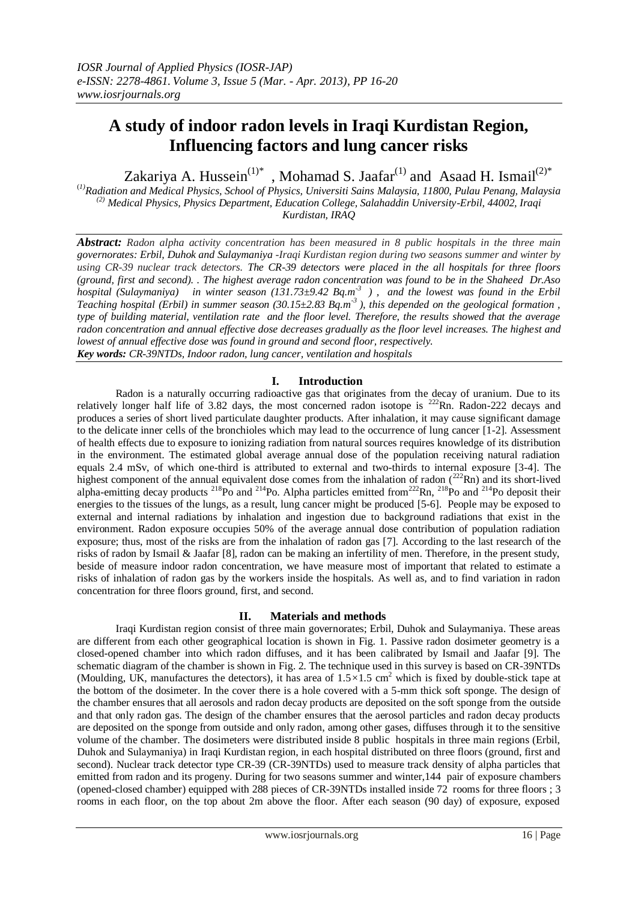# A study of indoor radon levels in Iraqi Kurdistan Region, Influencing factors and lung cancer risks

Zakariya A. Hussein[(1)*] , Mohamad S. Jaafar[(1)] and Asaad H. Ismail[(2)*]

[(1)]*Radiation and Medical Physics, School of Physics, Universiti Sains Malaysia, 11800, Pulau Penang, Malaysia*
[(2)] *Medical Physics, Physics Department, Education College, Salahaddin University-Erbil, 44002, Iraqi Kurdistan, IRAQ*

***Abstract:*** *Radon alpha activity concentration has been measured in 8 public hospitals in the three main governorates: Erbil, Duhok and Sulaymaniya -Iraqi Kurdistan region during two seasons summer and winter by using CR-39 nuclear track detectors. The CR-39 detectors were placed in the all hospitals for three floors (ground, first and second). . The highest average radon concentration was found to be in the Shaheed Dr.Aso hospital (Sulaymaniya) in winter season (131.73±9.42 Bq.m$^{-3}$ ) , and the lowest was found in the Erbil Teaching hospital (Erbil) in summer season (30.15±2.83 Bq.m$^{-3}$ ), this depended on the geological formation , type of building material, ventilation rate and the floor level. Therefore, the results showed that the average radon concentration and annual effective dose decreases gradually as the floor level increases. The highest and lowest of annual effective dose was found in ground and second floor, respectively.*
***Key words:*** *CR-39NTDs, Indoor radon, lung cancer, ventilation and hospitals*

## I. Introduction

Radon is a naturally occurring radioactive gas that originates from the decay of uranium. Due to its relatively longer half life of 3.82 days, the most concerned radon isotope is $^{222}$Rn. Radon-222 decays and produces a series of short lived particulate daughter products. After inhalation, it may cause significant damage to the delicate inner cells of the bronchioles which may lead to the occurrence of lung cancer [1-2]. Assessment of health effects due to exposure to ionizing radiation from natural sources requires knowledge of its distribution in the environment. The estimated global average annual dose of the population receiving natural radiation equals 2.4 mSv, of which one-third is attributed to external and two-thirds to internal exposure [3-4]. The highest component of the annual equivalent dose comes from the inhalation of radon ($^{222}$Rn) and its short-lived alpha-emitting decay products $^{218}$Po and $^{214}$Po. Alpha particles emitted from $^{222}$Rn, $^{218}$Po and $^{214}$Po deposit their energies to the tissues of the lungs, as a result, lung cancer might be produced [5-6]. People may be exposed to external and internal radiations by inhalation and ingestion due to background radiations that exist in the environment. Radon exposure occupies 50% of the average annual dose contribution of population radiation exposure; thus, most of the risks are from the inhalation of radon gas [7]. According to the last research of the risks of radon by Ismail & Jaafar [8], radon can be making an infertility of men. Therefore, in the present study, beside of measure indoor radon concentration, we have measure most of important that related to estimate a risks of inhalation of radon gas by the workers inside the hospitals. As well as, and to find variation in radon concentration for three floors ground, first, and second.

## II. Materials and methods

Iraqi Kurdistan region consist of three main governorates; Erbil, Duhok and Sulaymaniya. These areas are different from each other geographical location is shown in Fig. 1. Passive radon dosimeter geometry is a closed-opened chamber into which radon diffuses, and it has been calibrated by Ismail and Jaafar [9]. The schematic diagram of the chamber is shown in Fig. 2. The technique used in this survey is based on CR-39NTDs (Moulding, UK, manufactures the detectors), it has area of $1.5\times1.5$ cm$^2$ which is fixed by double-stick tape at the bottom of the dosimeter. In the cover there is a hole covered with a 5-mm thick soft sponge. The design of the chamber ensures that all aerosols and radon decay products are deposited on the soft sponge from the outside and that only radon gas. The design of the chamber ensures that the aerosol particles and radon decay products are deposited on the sponge from outside and only radon, among other gases, diffuses through it to the sensitive volume of the chamber. The dosimeters were distributed inside 8 public hospitals in three main regions (Erbil, Duhok and Sulaymaniya) in Iraqi Kurdistan region, in each hospital distributed on three floors (ground, first and second). Nuclear track detector type CR-39 (CR-39NTDs) used to measure track density of alpha particles that emitted from radon and its progeny. During for two seasons summer and winter,144 pair of exposure chambers (opened-closed chamber) equipped with 288 pieces of CR-39NTDs installed inside 72 rooms for three floors ; 3 rooms in each floor, on the top about 2m above the floor. After each season (90 day) of exposure, exposed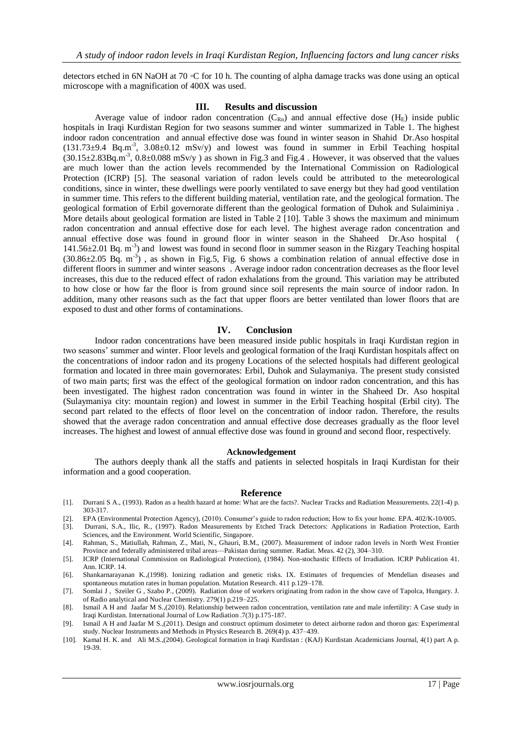detectors etched in 6N NaOH at 70 ◦C for 10 h. The counting of alpha damage tracks was done using an optical microscope with a magnification of 400X was used.

## III. Results and discussion

Average value of indoor radon concentration ($C_{Rn}$) and annual effective dose ($H_E$) inside public hospitals in Iraqi Kurdistan Region for two seasons summer and winter summarized in Table 1. The highest indoor radon concentration and annual effective dose was found in winter season in Shahid Dr.Aso hospital (131.73±9.4 Bq.m$^{-3}$, 3.08±0.12 mSv/y) and lowest was found in summer in Erbil Teaching hospital (30.15±2.83Bq.m$^{-3}$, 0.8±0.088 mSv/y ) as shown in Fig.3 and Fig.4 . However, it was observed that the values are much lower than the action levels recommended by the International Commission on Radiological Protection (ICRP) [5]. The seasonal variation of radon levels could be attributed to the meteorological conditions, since in winter, these dwellings were poorly ventilated to save energy but they had good ventilation in summer time. This refers to the different building material, ventilation rate, and the geological formation. The geological formation of Erbil governorate different than the geological formation of Duhok and Sulaiminiya . More details about geological formation are listed in Table 2 [10]. Table 3 shows the maximum and minimum radon concentration and annual effective dose for each level. The highest average radon concentration and annual effective dose was found in ground floor in winter season in the Shaheed Dr.Aso hospital ( 141.56±2.01 Bq. m$^{-3}$) and lowest was found in second floor in summer season in the Rizgary Teaching hospital (30.86±2.05 Bq. m$^{-3}$) , as shown in Fig.5, Fig. 6 shows a combination relation of annual effective dose in different floors in summer and winter seasons . Average indoor radon concentration decreases as the floor level increases, this due to the reduced effect of radon exhalations from the ground. This variation may be attributed to how close or how far the floor is from ground since soil represents the main source of indoor radon. In addition, many other reasons such as the fact that upper floors are better ventilated than lower floors that are exposed to dust and other forms of contaminations.

## IV. Conclusion

Indoor radon concentrations have been measured inside public hospitals in Iraqi Kurdistan region in two seasons' summer and winter. Floor levels and geological formation of the Iraqi Kurdistan hospitals affect on the concentrations of indoor radon and its progeny Locations of the selected hospitals had different geological formation and located in three main governorates: Erbil, Duhok and Sulaymaniya. The present study consisted of two main parts; first was the effect of the geological formation on indoor radon concentration, and this has been investigated. The highest radon concentration was found in winter in the Shaheed Dr. Aso hospital (Sulaymaniya city: mountain region) and lowest in summer in the Erbil Teaching hospital (Erbil city). The second part related to the effects of floor level on the concentration of indoor radon. Therefore, the results showed that the average radon concentration and annual effective dose decreases gradually as the floor level increases. The highest and lowest of annual effective dose was found in ground and second floor, respectively.

### Acknowledgement

The authors deeply thank all the staffs and patients in selected hospitals in Iraqi Kurdistan for their information and a good cooperation.

## Reference

[1]. Durrani S A., (1993). Radon as a health hazard at home: What are the facts?. Nuclear Tracks and Radiation Measurements. 22(1-4) p. 303-317.

[2]. EPA (Environmental Protection Agency), (2010). Consumer's guide to radon reduction; How to fix your home. EPA. 402/K-10/005.

[3]. Durrani, S.A., Ilic, R., (1997). Radon Measurements by Etched Track Detectors: Applications in Radiation Protection, Earth Sciences, and the Environment. World Scientific, Singapore.

[4]. Rahman, S., Matiullah, Rahman, Z., Mati, N., Ghauri, B.M., (2007). Measurement of indoor radon levels in North West Frontier Province and federally administered tribal areas—Pakistan during summer. Radiat. Meas. 42 (2), 304–310.

[5]. ICRP (International Commission on Radiological Protection), (1984). Non-stochastic Effects of Irradiation. ICRP Publication 41. Ann. ICRP. 14.

[6]. Shankarnarayanan K.,(1998). Ionizing radiation and genetic risks. IX. Estimates of frequencies of Mendelian diseases and spontaneous mutation rates in human population. Mutation Research. 411 p.129–178.

[7]. Somlai J , Szeiler G , Szabo P., (2009). Radiation dose of workers originating from radon in the show cave of Tapolca, Hungary. J. of Radio analytical and Nuclear Chemistry. 279(1) p.219–225.

[8]. Ismail A H and Jaafar M S.,(2010). Relationship between radon concentration, ventilation rate and male infertility: A Case study in Iraqi Kurdistan. International Journal of Low Radiation .7(3) p.175-187.

[9]. Ismail A H and Jaafar M S.,(2011). Design and construct optimum dosimeter to detect airborne radon and thoron gas: Experimental study. Nuclear Instruments and Methods in Physics Research B. 269(4) p. 437–439.

[10]. Kamal H. K. and Ali M.S.,(2004). Geological formation in Iraqi Kurdistan : (KAJ) Kurdistan Academicians Journal, 4(1) part A p. 19-39.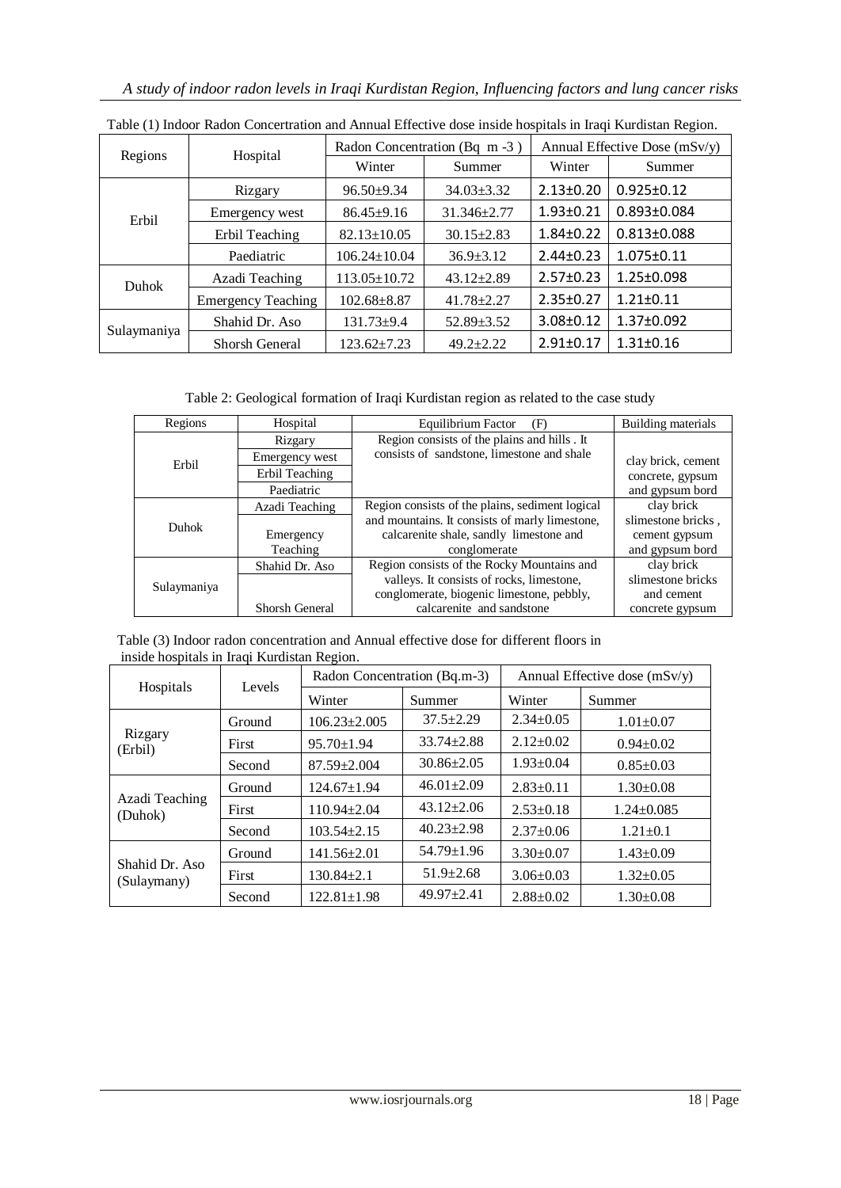Table (1) Indoor Radon Concertration and Annual Effective dose inside hospitals in Iraqi Kurdistan Region.

| Regions | Hospital | Radon Concentration (Bq m -3 ) | | Annual Effective Dose (mSv/y) | |
|---|---|---|---|---|---|
| | | Winter | Summer | Winter | Summer |
| Erbil | Rizgary | 96.50±9.34 | 34.03±3.32 | 2.13±0.20 | 0.925±0.12 |
| | Emergency west | 86.45±9.16 | 31.346±2.77 | 1.93±0.21 | 0.893±0.084 |
| | Erbil Teaching | 82.13±10.05 | 30.15±2.83 | 1.84±0.22 | 0.813±0.088 |
| | Paediatric | 106.24±10.04 | 36.9±3.12 | 2.44±0.23 | 1.075±0.11 |
| Duhok | Azadi Teaching | 113.05±10.72 | 43.12±2.89 | 2.57±0.23 | 1.25±0.098 |
| | Emergency Teaching | 102.68±8.87 | 41.78±2.27 | 2.35±0.27 | 1.21±0.11 |
| Sulaymaniya | Shahid Dr. Aso | 131.73±9.4 | 52.89±3.52 | 3.08±0.12 | 1.37±0.092 |
| | Shorsh General | 123.62±7.23 | 49.2±2.22 | 2.91±0.17 | 1.31±0.16 |

Table 2: Geological formation of Iraqi Kurdistan region as related to the case study

| Regions | Hospital | Equilibrium Factor (F) | Building materials |
|---|---|---|---|
| Erbil | Rizgary<br>Emergency west<br>Erbil Teaching<br>Paediatric | Region consists of the plains and hills . It consists of sandstone, limestone and shale | clay brick, cement concrete, gypsum and gypsum bord |
| Duhok | Azadi Teaching<br>Emergency Teaching | Region consists of the plains, sediment logical and mountains. It consists of marly limestone, calcarenite shale, sandly limestone and conglomerate | clay brick slimestone bricks , cement gypsum and gypsum bord |
| Sulaymaniya | Shahid Dr. Aso<br>Shorsh General | Region consists of the Rocky Mountains and valleys. It consists of rocks, limestone, conglomerate, biogenic limestone, pebbly, calcarenite and sandstone | clay brick slimestone bricks and cement concrete gypsum |

Table (3) Indoor radon concentration and Annual effective dose for different floors in inside hospitals in Iraqi Kurdistan Region.

| Hospitals | Levels | Radon Concentration (Bq.m-3) | | Annual Effective dose (mSv/y) | |
|---|---|---|---|---|---|
| | | Winter | Summer | Winter | Summer |
| Rizgary (Erbil) | Ground | 106.23±2.005 | 37.5±2.29 | 2.34±0.05 | 1.01±0.07 |
| | First | 95.70±1.94 | 33.74±2.88 | 2.12±0.02 | 0.94±0.02 |
| | Second | 87.59±2.004 | 30.86±2.05 | 1.93±0.04 | 0.85±0.03 |
| Azadi Teaching (Duhok) | Ground | 124.67±1.94 | 46.01±2.09 | 2.83±0.11 | 1.30±0.08 |
| | First | 110.94±2.04 | 43.12±2.06 | 2.53±0.18 | 1.24±0.085 |
| | Second | 103.54±2.15 | 40.23±2.98 | 2.37±0.06 | 1.21±0.1 |
| Shahid Dr. Aso (Sulaymany) | Ground | 141.56±2.01 | 54.79±1.96 | 3.30±0.07 | 1.43±0.09 |
| | First | 130.84±2.1 | 51.9±2.68 | 3.06±0.03 | 1.32±0.05 |
| | Second | 122.81±1.98 | 49.97±2.41 | 2.88±0.02 | 1.30±0.08 |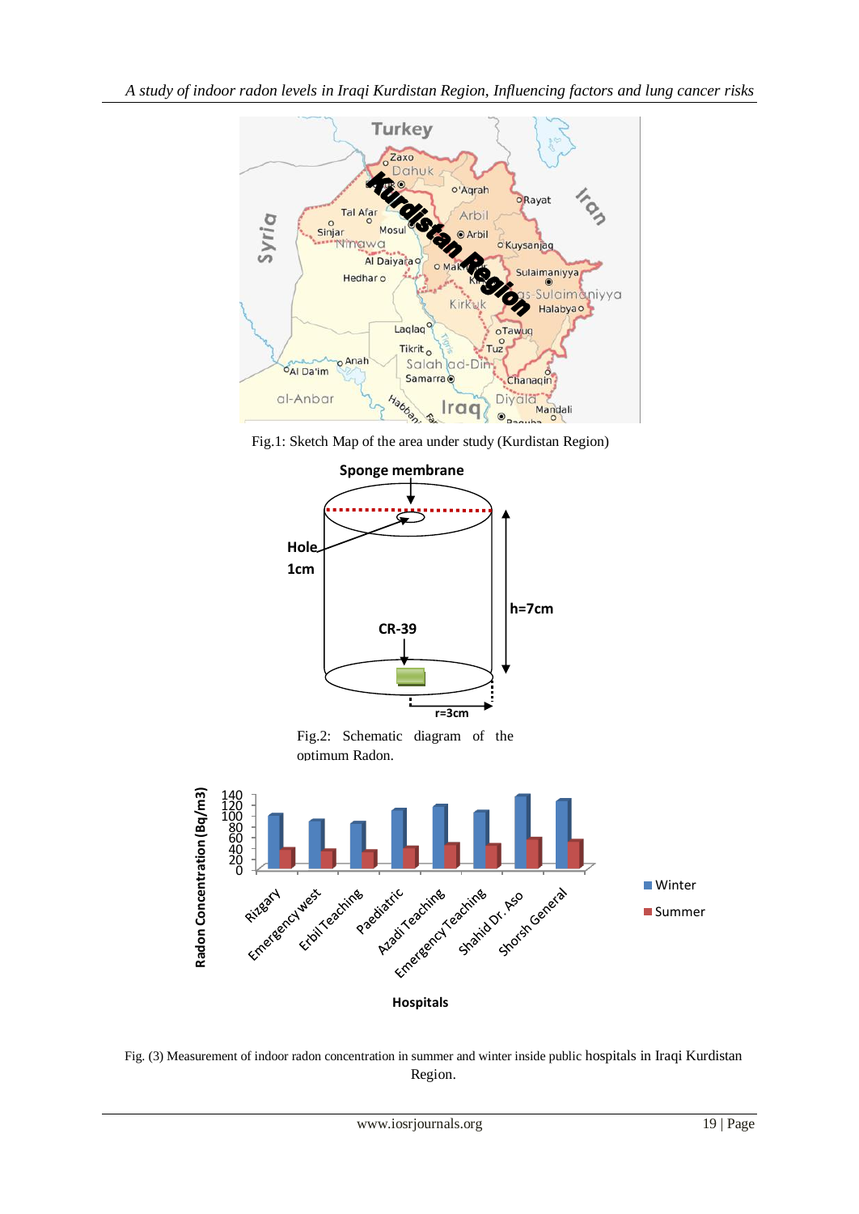Fig.1: Sketch Map of the area under study (Kurdistan Region)

Fig.2: Schematic diagram of the optimum Radon.

Fig. (3) Measurement of indoor radon concentration in summer and winter inside public hospitals in Iraqi Kurdistan Region.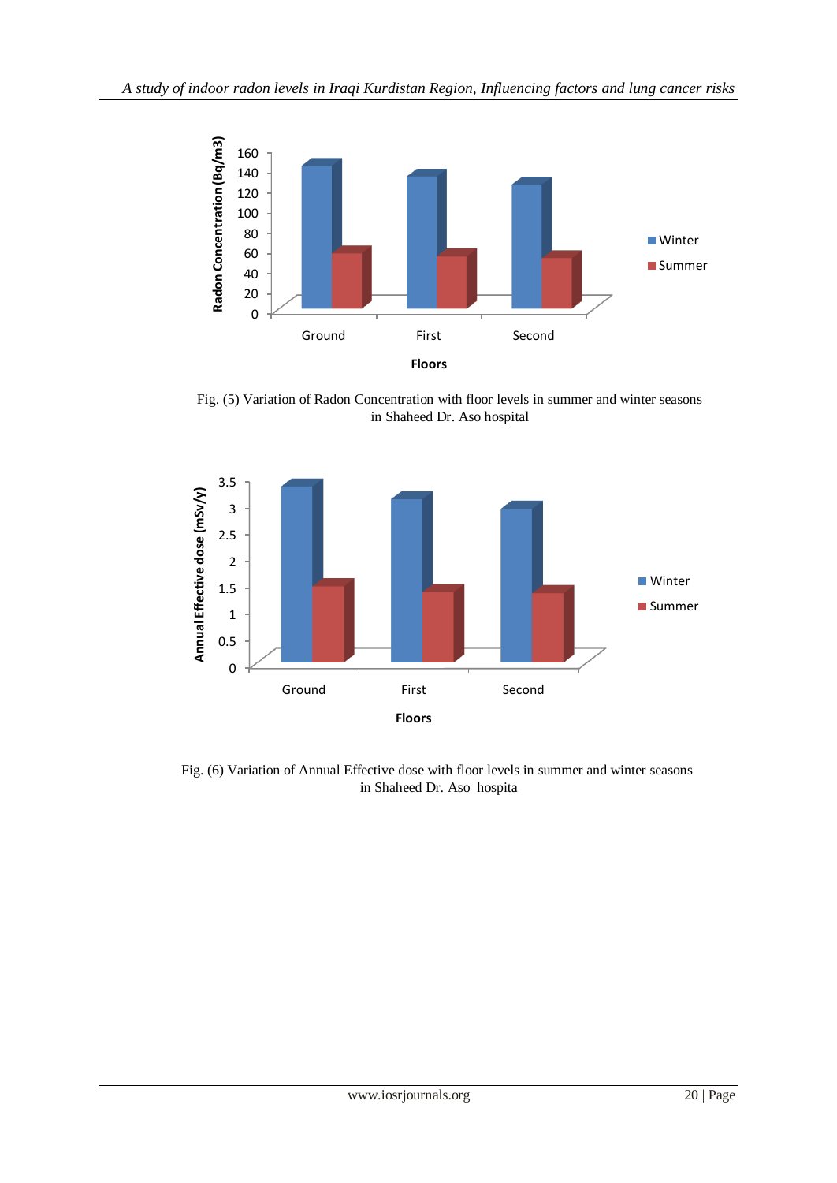Radon Concentration (Bq/m3)

160
140
120
100
80
60
40
20
0

Ground
First
Second

Floors

Winter
Summer

Fig. (5) Variation of Radon Concentration with floor levels in summer and winter seasons in Shaheed Dr. Aso hospital

Annual Effective dose (mSv/y)

3.5
3
2.5
2
1.5
1
0.5
0

Ground
First
Second

Floors

Winter
Summer

Fig. (6) Variation of Annual Effective dose with floor levels in summer and winter seasons in Shaheed Dr. Aso hospita